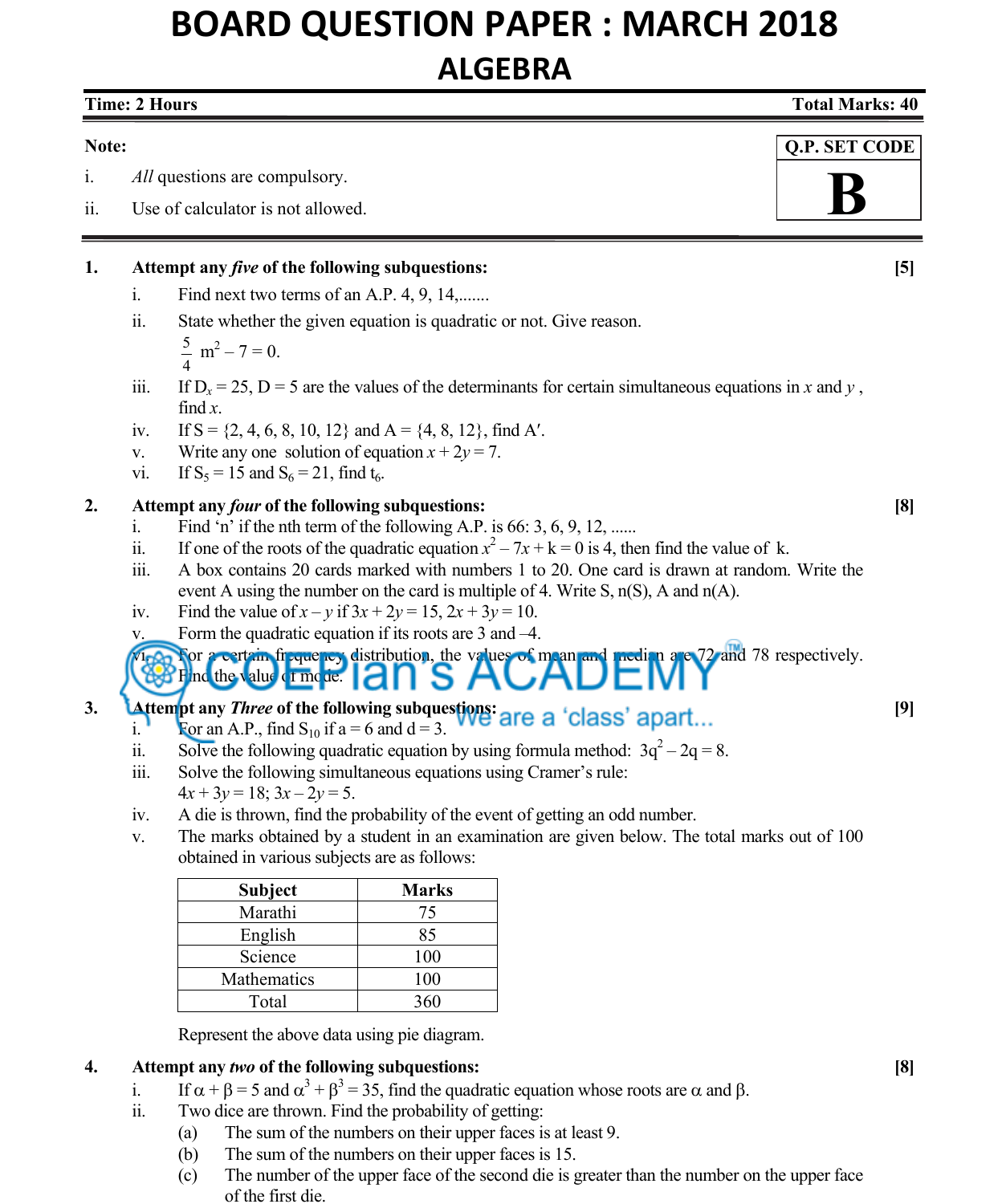# BOARD QUESTION PAPER : MARCH 2018

## ALGEBRA

**Time: 2 Hours** **Total Marks: 40**

**Note:**

i. *All* questions are compulsory.

ii. Use of calculator is not allowed.

**Q.P. SET CODE**

**B**

**1. Attempt any *five* of the following subquestions: [5]**

i. Find next two terms of an A.P. 4, 9, 14,.......

ii. State whether the given equation is quadratic or not. Give reason.

$\frac{5}{4}$ $m^2 - 7 = 0$.

iii. If $D_x = 25$, $D = 5$ are the values of the determinants for certain simultaneous equations in $x$ and $y$, find $x$.

iv. If S = {2, 4, 6, 8, 10, 12} and A = {4, 8, 12}, find A′.

v. Write any one solution of equation $x + 2y = 7$.

vi. If $S_5 = 15$ and $S_6 = 21$, find $t_6$.

**2. Attempt any *four* of the following subquestions: [8]**

i. Find 'n' if the nth term of the following A.P. is 66: 3, 6, 9, 12, ......

ii. If one of the roots of the quadratic equation $x^2 - 7x + k = 0$ is 4, then find the value of k.

iii. A box contains 20 cards marked with numbers 1 to 20. One card is drawn at random. Write the event A using the number on the card is multiple of 4. Write S, n(S), A and n(A).

iv. Find the value of $x - y$ if $3x + 2y = 15$, $2x + 3y = 10$.

v. Form the quadratic equation if its roots are 3 and –4.

vi. For a certain frequency distribution, the values of mean and median are 72 and 78 respectively. Find the value of mode.

**3. Attempt any *Three* of the following subquestions: [9]**

i. For an A.P., find $S_{10}$ if a = 6 and d = 3.

ii. Solve the following quadratic equation by using formula method: $3q^2 - 2q = 8$.

iii. Solve the following simultaneous equations using Cramer's rule:

$4x + 3y = 18$; $3x - 2y = 5$.

iv. A die is thrown, find the probability of the event of getting an odd number.

v. The marks obtained by a student in an examination are given below. The total marks out of 100 obtained in various subjects are as follows:

| Subject | Marks |
|---|---|
| Marathi | 75 |
| English | 85 |
| Science | 100 |
| Mathematics | 100 |
| Total | 360 |

Represent the above data using pie diagram.

**4. Attempt any *two* of the following subquestions: [8]**

i. If $\alpha + \beta = 5$ and $\alpha^3 + \beta^3 = 35$, find the quadratic equation whose roots are $\alpha$ and $\beta$.

ii. Two dice are thrown. Find the probability of getting:

(a) The sum of the numbers on their upper faces is at least 9.

(b) The sum of the numbers on their upper faces is 15.

(c) The number of the upper face of the second die is greater than the number on the upper face of the first die.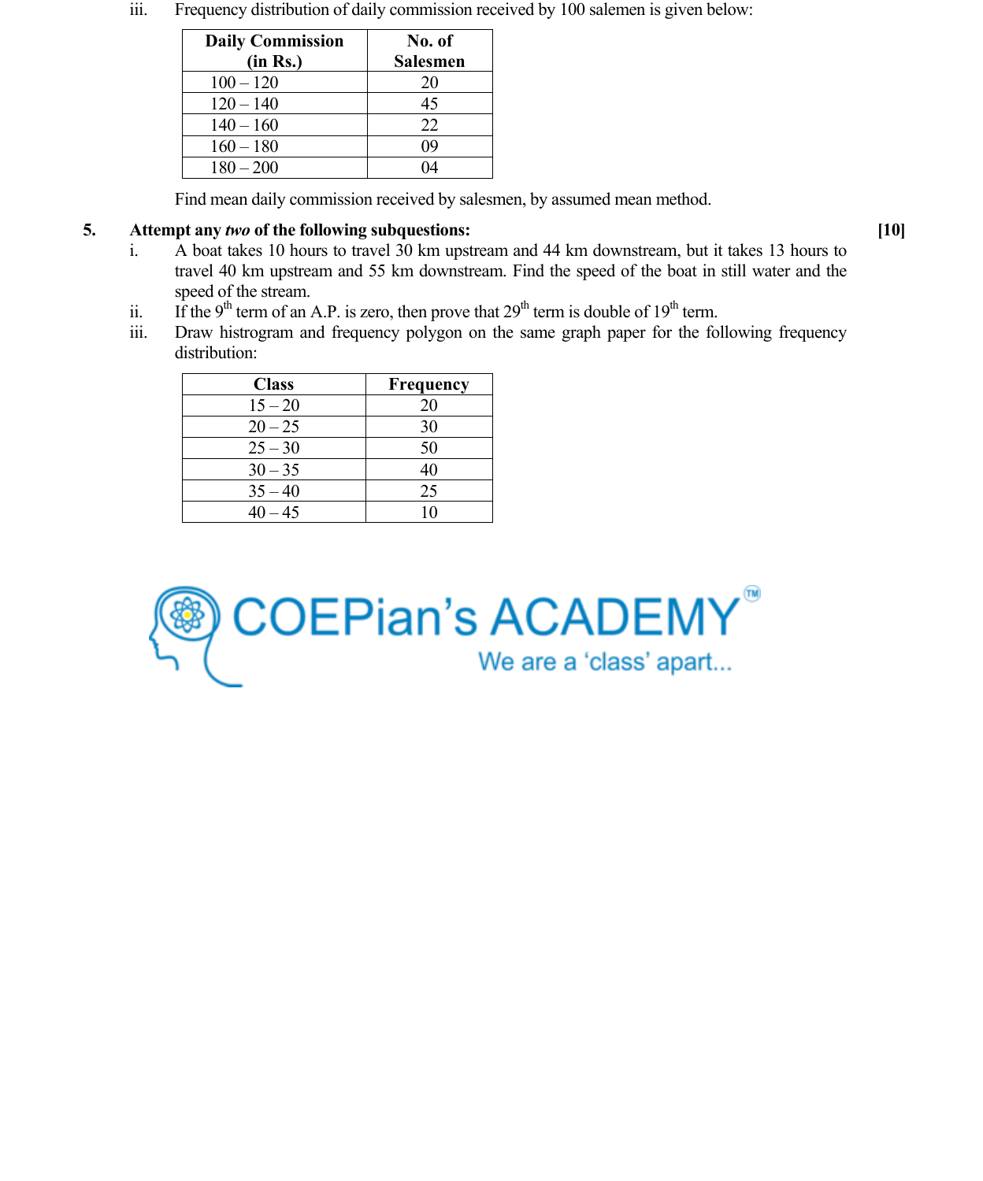iii. Frequency distribution of daily commission received by 100 salemen is given below:

| Daily Commission (in Rs.) | No. of Salesmen |
|---|---|
| 100 – 120 | 20 |
| 120 – 140 | 45 |
| 140 – 160 | 22 |
| 160 – 180 | 09 |
| 180 – 200 | 04 |

Find mean daily commission received by salesmen, by assumed mean method.

**5. Attempt any *two* of the following subquestions:** **[10]**

i. A boat takes 10 hours to travel 30 km upstream and 44 km downstream, but it takes 13 hours to travel 40 km upstream and 55 km downstream. Find the speed of the boat in still water and the speed of the stream.

ii. If the $9^{th}$ term of an A.P. is zero, then prove that $29^{th}$ term is double of $19^{th}$ term.

iii. Draw histrogram and frequency polygon on the same graph paper for the following frequency distribution:

| Class | Frequency |
|---|---|
| 15 – 20 | 20 |
| 20 – 25 | 30 |
| 25 – 30 | 50 |
| 30 – 35 | 40 |
| 35 – 40 | 25 |
| 40 – 45 | 10 |

COEPian's ACADEMY™

We are a 'class' apart...